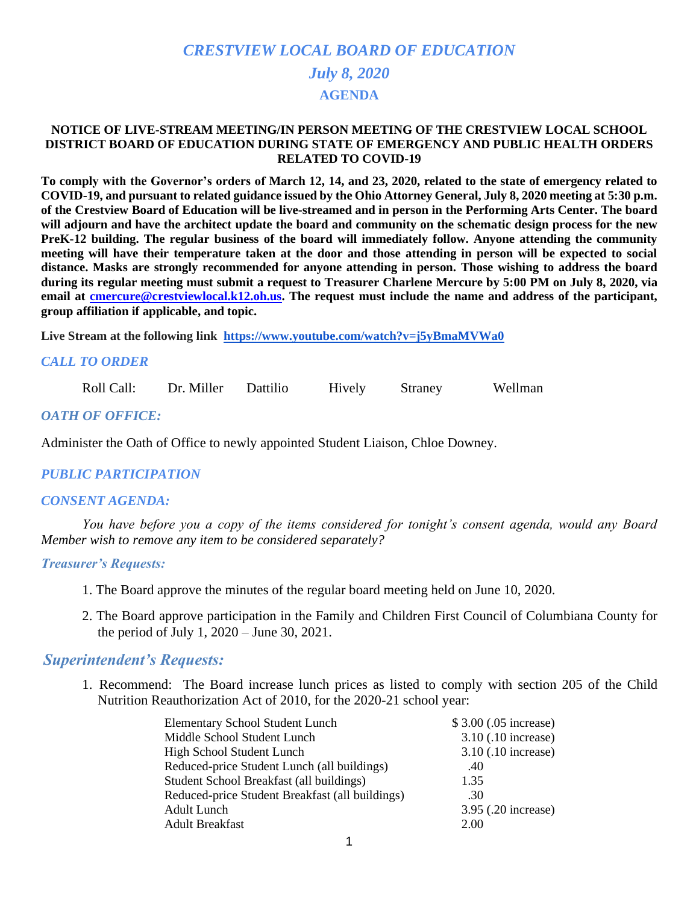# *CRESTVIEW LOCAL BOARD OF EDUCATION*

## *July 8, 2020*

## AGENDA

**NOTICE OF LIVE-STREAM MEETING/IN PERSON MEETING OF THE CRESTVIEW LOCAL SCHOOL DISTRICT BOARD OF EDUCATION DURING STATE OF EMERGENCY AND PUBLIC HEALTH ORDERS RELATED TO COVID-19**

**To comply with the Governor's orders of March 12, 14, and 23, 2020, related to the state of emergency related to COVID-19, and pursuant to related guidance issued by the Ohio Attorney General, July 8, 2020 meeting at 5:30 p.m. of the Crestview Board of Education will be live-streamed and in person in the Performing Arts Center. The board will adjourn and have the architect update the board and community on the schematic design process for the new PreK-12 building. The regular business of the board will immediately follow. Anyone attending the community meeting will have their temperature taken at the door and those attending in person will be expected to social distance. Masks are strongly recommended for anyone attending in person. Those wishing to address the board during its regular meeting must submit a request to Treasurer Charlene Mercure by 5:00 PM on July 8, 2020, via email at [cmercure@crestviewlocal.k12.oh.us](mailto:cmercure@crestviewlocal.k12.oh.us). The request must include the name and address of the participant, group affiliation if applicable, and topic.**

**Live Stream at the following link [https://www.youtube.com/watch?v=j5yBmaMVWa0](https://www.youtube.com/watch?v=j5yBmaMVWa0)**

### *CALL TO ORDER*

Roll Call: Dr. Miller Dattilio Hively Straney Wellman

### *OATH OF OFFICE:*

Administer the Oath of Office to newly appointed Student Liaison, Chloe Downey.

### *PUBLIC PARTICIPATION*

### *CONSENT AGENDA:*

*You have before you a copy of the items considered for tonight's consent agenda, would any Board Member wish to remove any item to be considered separately?*

### ***Treasurer's Requests:***

1. The Board approve the minutes of the regular board meeting held on June 10, 2020.
2. The Board approve participation in the Family and Children First Council of Columbiana County for the period of July 1, 2020 – June 30, 2021.

### ***Superintendent's Requests:***

1. Recommend: The Board increase lunch prices as listed to comply with section 205 of the Child Nutrition Reauthorization Act of 2010, for the 2020-21 school year:

| | |
|---|---|
| Elementary School Student Lunch | $ 3.00 (.05 increase) |
| Middle School Student Lunch | 3.10 (.10 increase) |
| High School Student Lunch | 3.10 (.10 increase) |
| Reduced-price Student Lunch (all buildings) | .40 |
| Student School Breakfast (all buildings) | 1.35 |
| Reduced-price Student Breakfast (all buildings) | .30 |
| Adult Lunch | 3.95 (.20 increase) |
| Adult Breakfast | 2.00 |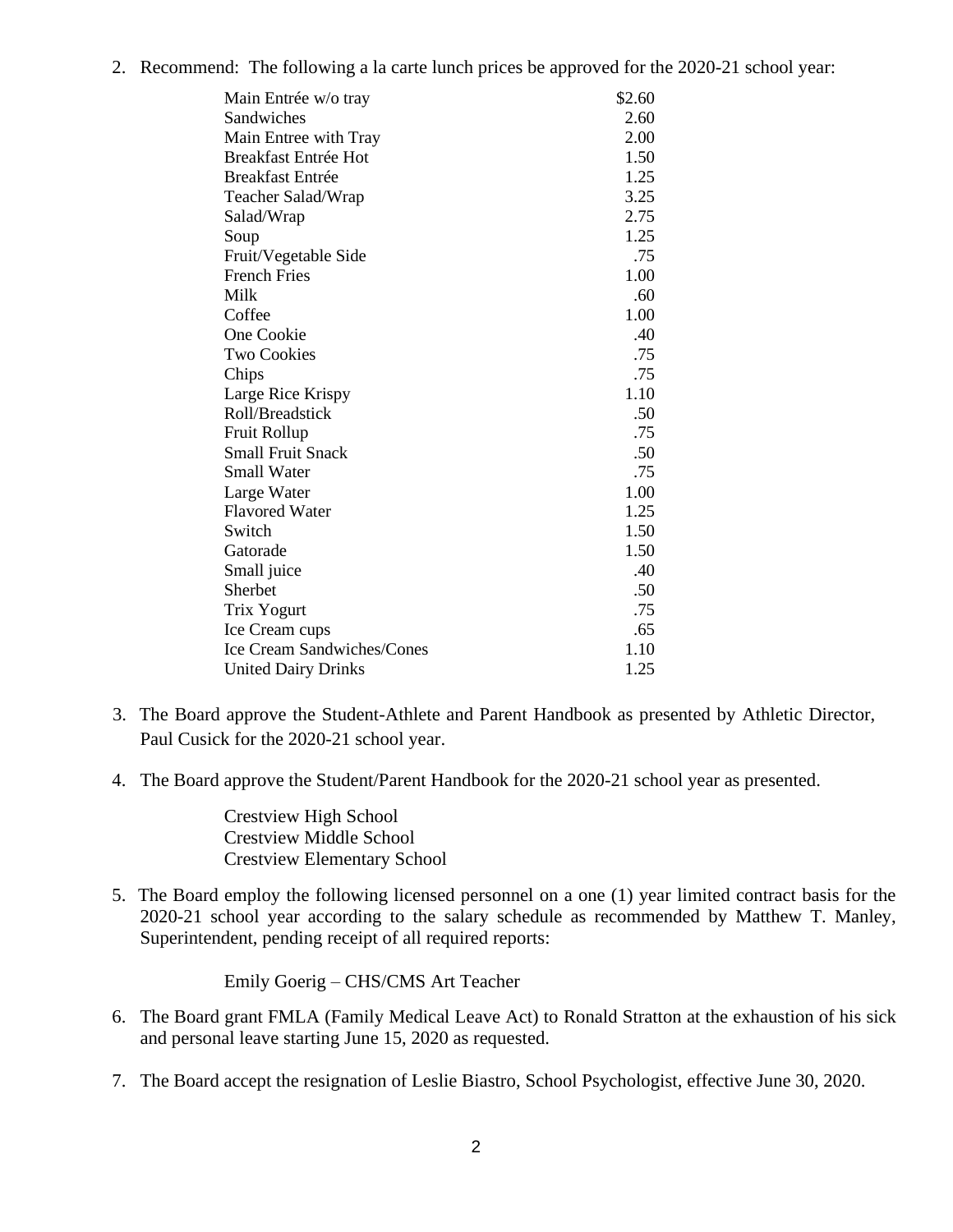2. Recommend: The following a la carte lunch prices be approved for the 2020-21 school year:

| Item | Price |
|---|---|
| Main Entrée w/o tray | $2.60 |
| Sandwiches | 2.60 |
| Main Entree with Tray | 2.00 |
| Breakfast Entrée Hot | 1.50 |
| Breakfast Entrée | 1.25 |
| Teacher Salad/Wrap | 3.25 |
| Salad/Wrap | 2.75 |
| Soup | 1.25 |
| Fruit/Vegetable Side | .75 |
| French Fries | 1.00 |
| Milk | .60 |
| Coffee | 1.00 |
| One Cookie | .40 |
| Two Cookies | .75 |
| Chips | .75 |
| Large Rice Krispy | 1.10 |
| Roll/Breadstick | .50 |
| Fruit Rollup | .75 |
| Small Fruit Snack | .50 |
| Small Water | .75 |
| Large Water | 1.00 |
| Flavored Water | 1.25 |
| Switch | 1.50 |
| Gatorade | 1.50 |
| Small juice | .40 |
| Sherbet | .50 |
| Trix Yogurt | .75 |
| Ice Cream cups | .65 |
| Ice Cream Sandwiches/Cones | 1.10 |
| United Dairy Drinks | 1.25 |

3. The Board approve the Student-Athlete and Parent Handbook as presented by Athletic Director, Paul Cusick for the 2020-21 school year.

4. The Board approve the Student/Parent Handbook for the 2020-21 school year as presented.

   Crestview High School
   Crestview Middle School
   Crestview Elementary School

5. The Board employ the following licensed personnel on a one (1) year limited contract basis for the 2020-21 school year according to the salary schedule as recommended by Matthew T. Manley, Superintendent, pending receipt of all required reports:

   Emily Goerig – CHS/CMS Art Teacher

6. The Board grant FMLA (Family Medical Leave Act) to Ronald Stratton at the exhaustion of his sick and personal leave starting June 15, 2020 as requested.

7. The Board accept the resignation of Leslie Biastro, School Psychologist, effective June 30, 2020.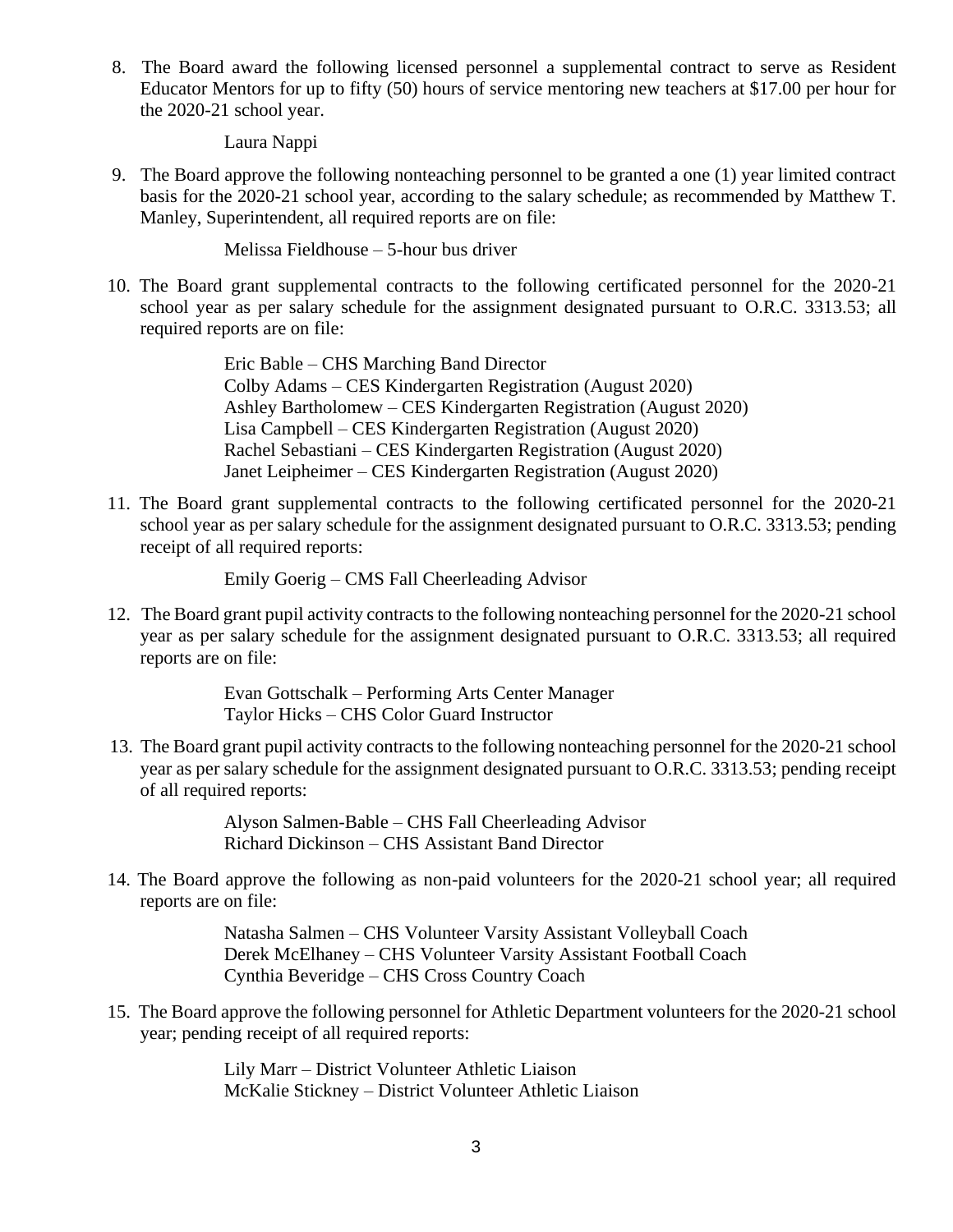8. The Board award the following licensed personnel a supplemental contract to serve as Resident Educator Mentors for up to fifty (50) hours of service mentoring new teachers at $17.00 per hour for the 2020-21 school year.

   Laura Nappi

9. The Board approve the following nonteaching personnel to be granted a one (1) year limited contract basis for the 2020-21 school year, according to the salary schedule; as recommended by Matthew T. Manley, Superintendent, all required reports are on file:

   Melissa Fieldhouse – 5-hour bus driver

10. The Board grant supplemental contracts to the following certificated personnel for the 2020-21 school year as per salary schedule for the assignment designated pursuant to O.R.C. 3313.53; all required reports are on file:

    Eric Bable – CHS Marching Band Director
    Colby Adams – CES Kindergarten Registration (August 2020)
    Ashley Bartholomew – CES Kindergarten Registration (August 2020)
    Lisa Campbell – CES Kindergarten Registration (August 2020)
    Rachel Sebastiani – CES Kindergarten Registration (August 2020)
    Janet Leipheimer – CES Kindergarten Registration (August 2020)

11. The Board grant supplemental contracts to the following certificated personnel for the 2020-21 school year as per salary schedule for the assignment designated pursuant to O.R.C. 3313.53; pending receipt of all required reports:

    Emily Goerig – CMS Fall Cheerleading Advisor

12. The Board grant pupil activity contracts to the following nonteaching personnel for the 2020-21 school year as per salary schedule for the assignment designated pursuant to O.R.C. 3313.53; all required reports are on file:

    Evan Gottschalk – Performing Arts Center Manager
    Taylor Hicks – CHS Color Guard Instructor

13. The Board grant pupil activity contracts to the following nonteaching personnel for the 2020-21 school year as per salary schedule for the assignment designated pursuant to O.R.C. 3313.53; pending receipt of all required reports:

    Alyson Salmen-Bable – CHS Fall Cheerleading Advisor
    Richard Dickinson – CHS Assistant Band Director

14. The Board approve the following as non-paid volunteers for the 2020-21 school year; all required reports are on file:

    Natasha Salmen – CHS Volunteer Varsity Assistant Volleyball Coach
    Derek McElhaney – CHS Volunteer Varsity Assistant Football Coach
    Cynthia Beveridge – CHS Cross Country Coach

15. The Board approve the following personnel for Athletic Department volunteers for the 2020-21 school year; pending receipt of all required reports:

    Lily Marr – District Volunteer Athletic Liaison
    McKalie Stickney – District Volunteer Athletic Liaison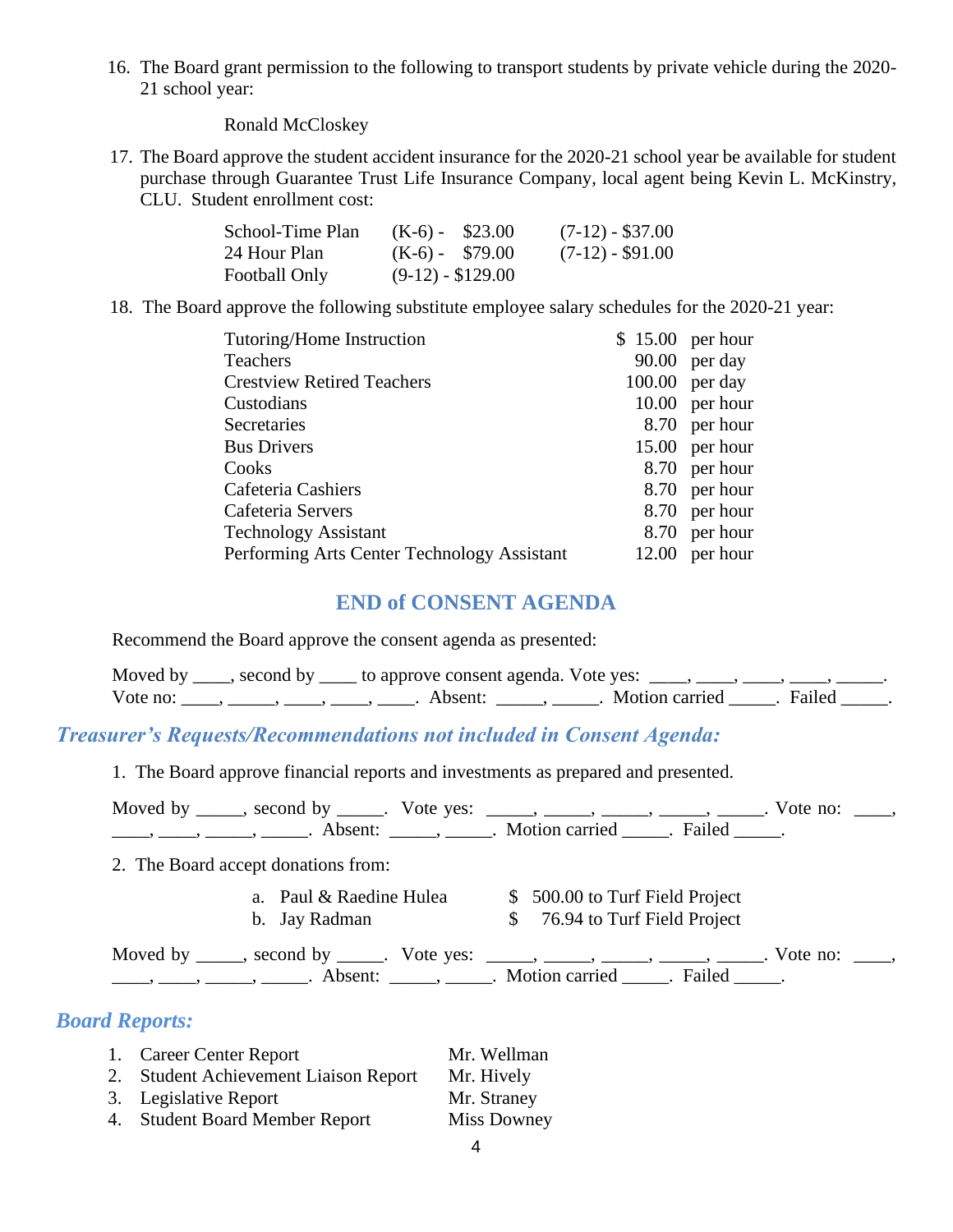16. The Board grant permission to the following to transport students by private vehicle during the 2020-21 school year:

    Ronald McCloskey

17. The Board approve the student accident insurance for the 2020-21 school year be available for student purchase through Guarantee Trust Life Insurance Company, local agent being Kevin L. McKinstry, CLU. Student enrollment cost:

| | | |
|---|---|---|
| School-Time Plan | (K-6) - $23.00 | (7-12) - $37.00 |
| 24 Hour Plan | (K-6) - $79.00 | (7-12) - $91.00 |
| Football Only | (9-12) - $129.00 | |

18. The Board approve the following substitute employee salary schedules for the 2020-21 year:

| | | |
|---|---|---|
| Tutoring/Home Instruction | $ 15.00 | per hour |
| Teachers | 90.00 | per day |
| Crestview Retired Teachers | 100.00 | per day |
| Custodians | 10.00 | per hour |
| Secretaries | 8.70 | per hour |
| Bus Drivers | 15.00 | per hour |
| Cooks | 8.70 | per hour |
| Cafeteria Cashiers | 8.70 | per hour |
| Cafeteria Servers | 8.70 | per hour |
| Technology Assistant | 8.70 | per hour |
| Performing Arts Center Technology Assistant | 12.00 | per hour |

## END of CONSENT AGENDA

Recommend the Board approve the consent agenda as presented:

Moved by ____, second by ____ to approve consent agenda. Vote yes: ____, ____, ____, ____, _____. Vote no: ____, _____, ____, ____, ____. Absent: _____, _____. Motion carried _____. Failed _____.

## *Treasurer's Requests/Recommendations not included in Consent Agenda:*

1. The Board approve financial reports and investments as prepared and presented.

Moved by _____, second by _____. Vote yes: _____, _____, _____, _____, _____. Vote no: ____, ____, ____, _____, _____. Absent: _____, _____. Motion carried _____. Failed _____.

2. The Board accept donations from:

    a. Paul & Raedine Hulea — $ 500.00 to Turf Field Project
    b. Jay Radman — $ 76.94 to Turf Field Project

Moved by _____, second by _____. Vote yes: _____, _____, _____, _____, _____. Vote no: ____, ____, ____, _____, _____. Absent: _____, _____. Motion carried _____. Failed _____.

## *Board Reports:*

1. Career Center Report — Mr. Wellman
2. Student Achievement Liaison Report — Mr. Hively
3. Legislative Report — Mr. Straney
4. Student Board Member Report — Miss Downey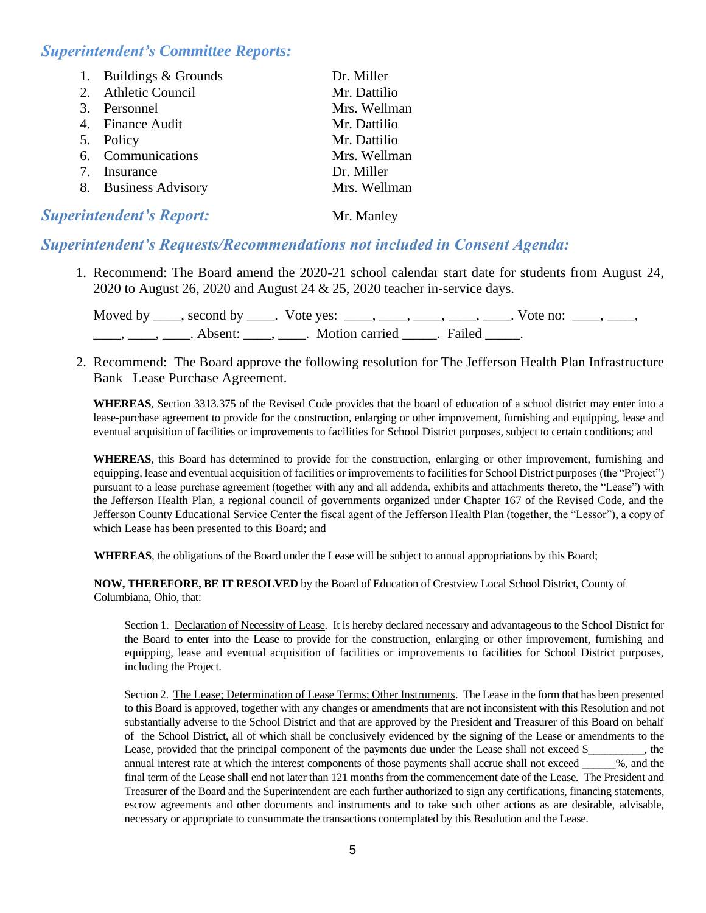## *Superintendent's Committee Reports:*

| | | |
|---|---|---|
| 1. | Buildings & Grounds | Dr. Miller |
| 2. | Athletic Council | Mr. Dattilio |
| 3. | Personnel | Mrs. Wellman |
| 4. | Finance Audit | Mr. Dattilio |
| 5. | Policy | Mr. Dattilio |
| 6. | Communications | Mrs. Wellman |
| 7. | Insurance | Dr. Miller |
| 8. | Business Advisory | Mrs. Wellman |

## *Superintendent's Report:* Mr. Manley

## *Superintendent's Requests/Recommendations not included in Consent Agenda:*

1. Recommend: The Board amend the 2020-21 school calendar start date for students from August 24, 2020 to August 26, 2020 and August 24 & 25, 2020 teacher in-service days.

   Moved by ____, second by ____. Vote yes: ____, ____, ____, ____, ____. Vote no: ____, ____, ____, ____, ____. Absent: ____, ____. Motion carried _____. Failed _____.

2. Recommend: The Board approve the following resolution for The Jefferson Health Plan Infrastructure Bank Lease Purchase Agreement.

**WHEREAS**, Section 3313.375 of the Revised Code provides that the board of education of a school district may enter into a lease-purchase agreement to provide for the construction, enlarging or other improvement, furnishing and equipping, lease and eventual acquisition of facilities or improvements to facilities for School District purposes, subject to certain conditions; and

**WHEREAS**, this Board has determined to provide for the construction, enlarging or other improvement, furnishing and equipping, lease and eventual acquisition of facilities or improvements to facilities for School District purposes (the "Project") pursuant to a lease purchase agreement (together with any and all addenda, exhibits and attachments thereto, the "Lease") with the Jefferson Health Plan, a regional council of governments organized under Chapter 167 of the Revised Code, and the Jefferson County Educational Service Center the fiscal agent of the Jefferson Health Plan (together, the "Lessor"), a copy of which Lease has been presented to this Board; and

**WHEREAS**, the obligations of the Board under the Lease will be subject to annual appropriations by this Board;

**NOW, THEREFORE, BE IT RESOLVED** by the Board of Education of Crestview Local School District, County of Columbiana, Ohio, that:

Section 1. Declaration of Necessity of Lease. It is hereby declared necessary and advantageous to the School District for the Board to enter into the Lease to provide for the construction, enlarging or other improvement, furnishing and equipping, lease and eventual acquisition of facilities or improvements to facilities for School District purposes, including the Project.

Section 2. The Lease; Determination of Lease Terms; Other Instruments. The Lease in the form that has been presented to this Board is approved, together with any changes or amendments that are not inconsistent with this Resolution and not substantially adverse to the School District and that are approved by the President and Treasurer of this Board on behalf of the School District, all of which shall be conclusively evidenced by the signing of the Lease or amendments to the Lease, provided that the principal component of the payments due under the Lease shall not exceed $__________, the annual interest rate at which the interest components of those payments shall accrue shall not exceed ______%, and the final term of the Lease shall end not later than 121 months from the commencement date of the Lease. The President and Treasurer of the Board and the Superintendent are each further authorized to sign any certifications, financing statements, escrow agreements and other documents and instruments and to take such other actions as are desirable, advisable, necessary or appropriate to consummate the transactions contemplated by this Resolution and the Lease.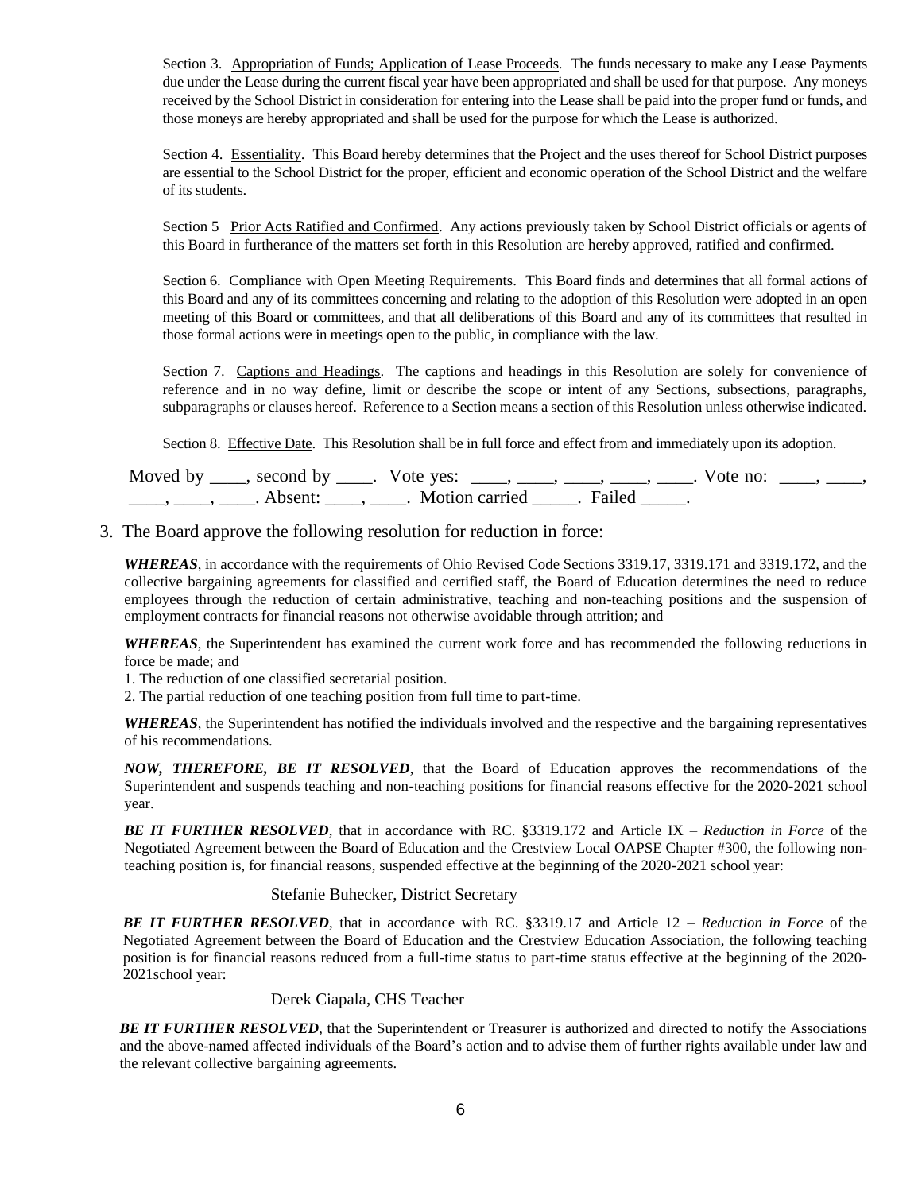Section 3. Appropriation of Funds; Application of Lease Proceeds. The funds necessary to make any Lease Payments due under the Lease during the current fiscal year have been appropriated and shall be used for that purpose. Any moneys received by the School District in consideration for entering into the Lease shall be paid into the proper fund or funds, and those moneys are hereby appropriated and shall be used for the purpose for which the Lease is authorized.

Section 4. Essentiality. This Board hereby determines that the Project and the uses thereof for School District purposes are essential to the School District for the proper, efficient and economic operation of the School District and the welfare of its students.

Section 5 Prior Acts Ratified and Confirmed. Any actions previously taken by School District officials or agents of this Board in furtherance of the matters set forth in this Resolution are hereby approved, ratified and confirmed.

Section 6. Compliance with Open Meeting Requirements. This Board finds and determines that all formal actions of this Board and any of its committees concerning and relating to the adoption of this Resolution were adopted in an open meeting of this Board or committees, and that all deliberations of this Board and any of its committees that resulted in those formal actions were in meetings open to the public, in compliance with the law.

Section 7. Captions and Headings. The captions and headings in this Resolution are solely for convenience of reference and in no way define, limit or describe the scope or intent of any Sections, subsections, paragraphs, subparagraphs or clauses hereof. Reference to a Section means a section of this Resolution unless otherwise indicated.

Section 8. Effective Date. This Resolution shall be in full force and effect from and immediately upon its adoption.

Moved by ____, second by ____. Vote yes: ____, ____, ____, ____, ____. Vote no: ____, ____, ____, ____, ____. Absent: ____, ____. Motion carried _____. Failed _____.

3. The Board approve the following resolution for reduction in force:

***WHEREAS***, in accordance with the requirements of Ohio Revised Code Sections 3319.17, 3319.171 and 3319.172, and the collective bargaining agreements for classified and certified staff, the Board of Education determines the need to reduce employees through the reduction of certain administrative, teaching and non-teaching positions and the suspension of employment contracts for financial reasons not otherwise avoidable through attrition; and

***WHEREAS***, the Superintendent has examined the current work force and has recommended the following reductions in force be made; and

1. The reduction of one classified secretarial position.
2. The partial reduction of one teaching position from full time to part-time.

***WHEREAS***, the Superintendent has notified the individuals involved and the respective and the bargaining representatives of his recommendations.

***NOW, THEREFORE, BE IT RESOLVED***, that the Board of Education approves the recommendations of the Superintendent and suspends teaching and non-teaching positions for financial reasons effective for the 2020-2021 school year.

***BE IT FURTHER RESOLVED***, that in accordance with RC. §3319.172 and Article IX – *Reduction in Force* of the Negotiated Agreement between the Board of Education and the Crestview Local OAPSE Chapter #300, the following non-teaching position is, for financial reasons, suspended effective at the beginning of the 2020-2021 school year:

Stefanie Buhecker, District Secretary

***BE IT FURTHER RESOLVED***, that in accordance with RC. §3319.17 and Article 12 – *Reduction in Force* of the Negotiated Agreement between the Board of Education and the Crestview Education Association, the following teaching position is for financial reasons reduced from a full-time status to part-time status effective at the beginning of the 2020-2021school year:

Derek Ciapala, CHS Teacher

***BE IT FURTHER RESOLVED***, that the Superintendent or Treasurer is authorized and directed to notify the Associations and the above-named affected individuals of the Board's action and to advise them of further rights available under law and the relevant collective bargaining agreements.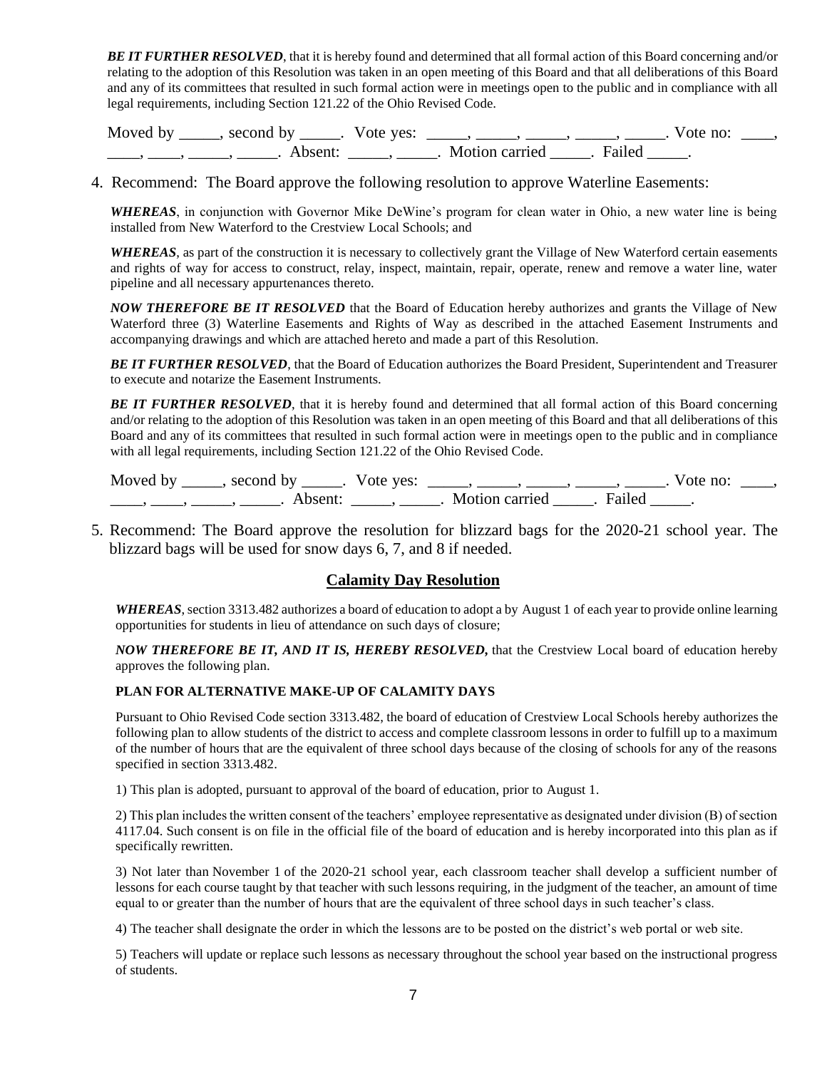***BE IT FURTHER RESOLVED***, that it is hereby found and determined that all formal action of this Board concerning and/or relating to the adoption of this Resolution was taken in an open meeting of this Board and that all deliberations of this Board and any of its committees that resulted in such formal action were in meetings open to the public and in compliance with all legal requirements, including Section 121.22 of the Ohio Revised Code.

Moved by _____, second by _____. Vote yes: _____, _____, _____, _____, _____. Vote no: ____, ____, ____, _____, _____. Absent: _____, _____. Motion carried _____. Failed _____.

4. Recommend: The Board approve the following resolution to approve Waterline Easements:

***WHEREAS***, in conjunction with Governor Mike DeWine's program for clean water in Ohio, a new water line is being installed from New Waterford to the Crestview Local Schools; and

***WHEREAS***, as part of the construction it is necessary to collectively grant the Village of New Waterford certain easements and rights of way for access to construct, relay, inspect, maintain, repair, operate, renew and remove a water line, water pipeline and all necessary appurtenances thereto.

***NOW THEREFORE BE IT RESOLVED*** that the Board of Education hereby authorizes and grants the Village of New Waterford three (3) Waterline Easements and Rights of Way as described in the attached Easement Instruments and accompanying drawings and which are attached hereto and made a part of this Resolution.

***BE IT FURTHER RESOLVED***, that the Board of Education authorizes the Board President, Superintendent and Treasurer to execute and notarize the Easement Instruments.

***BE IT FURTHER RESOLVED***, that it is hereby found and determined that all formal action of this Board concerning and/or relating to the adoption of this Resolution was taken in an open meeting of this Board and that all deliberations of this Board and any of its committees that resulted in such formal action were in meetings open to the public and in compliance with all legal requirements, including Section 121.22 of the Ohio Revised Code.

Moved by _____, second by _____. Vote yes: _____, _____, _____, _____, _____. Vote no: ____, ____, ____, _____, _____. Absent: _____, _____. Motion carried _____. Failed _____.

5. Recommend: The Board approve the resolution for blizzard bags for the 2020-21 school year. The blizzard bags will be used for snow days 6, 7, and 8 if needed.

## Calamity Day Resolution

***WHEREAS***, section 3313.482 authorizes a board of education to adopt a by August 1 of each year to provide online learning opportunities for students in lieu of attendance on such days of closure;

***NOW THEREFORE BE IT, AND IT IS, HEREBY RESOLVED***, that the Crestview Local board of education hereby approves the following plan.

**PLAN FOR ALTERNATIVE MAKE-UP OF CALAMITY DAYS**

Pursuant to Ohio Revised Code section 3313.482, the board of education of Crestview Local Schools hereby authorizes the following plan to allow students of the district to access and complete classroom lessons in order to fulfill up to a maximum of the number of hours that are the equivalent of three school days because of the closing of schools for any of the reasons specified in section 3313.482.

1) This plan is adopted, pursuant to approval of the board of education, prior to August 1.

2) This plan includes the written consent of the teachers' employee representative as designated under division (B) of section 4117.04. Such consent is on file in the official file of the board of education and is hereby incorporated into this plan as if specifically rewritten.

3) Not later than November 1 of the 2020-21 school year, each classroom teacher shall develop a sufficient number of lessons for each course taught by that teacher with such lessons requiring, in the judgment of the teacher, an amount of time equal to or greater than the number of hours that are the equivalent of three school days in such teacher's class.

4) The teacher shall designate the order in which the lessons are to be posted on the district's web portal or web site.

5) Teachers will update or replace such lessons as necessary throughout the school year based on the instructional progress of students.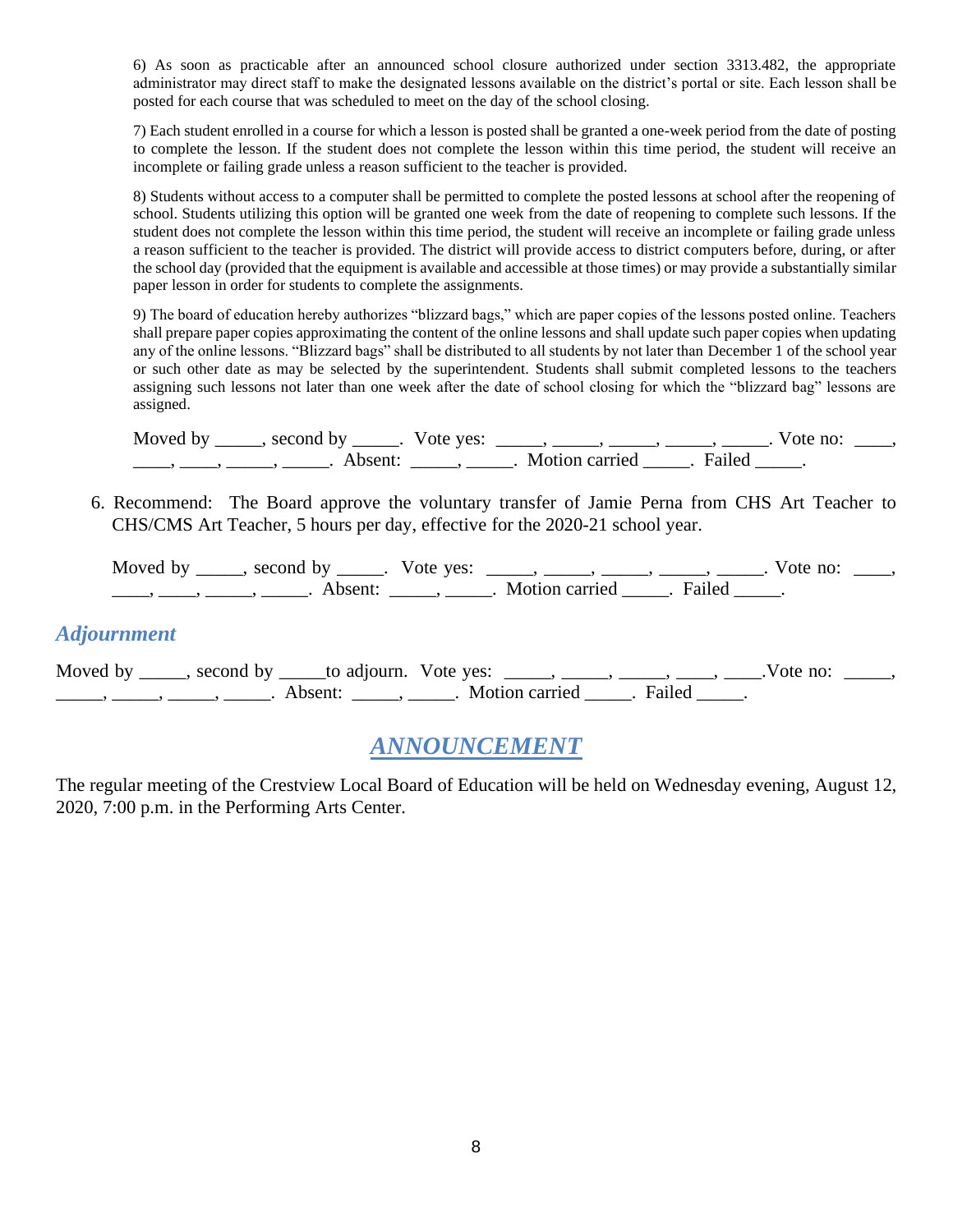6) As soon as practicable after an announced school closure authorized under section 3313.482, the appropriate administrator may direct staff to make the designated lessons available on the district's portal or site. Each lesson shall be posted for each course that was scheduled to meet on the day of the school closing.

7) Each student enrolled in a course for which a lesson is posted shall be granted a one-week period from the date of posting to complete the lesson. If the student does not complete the lesson within this time period, the student will receive an incomplete or failing grade unless a reason sufficient to the teacher is provided.

8) Students without access to a computer shall be permitted to complete the posted lessons at school after the reopening of school. Students utilizing this option will be granted one week from the date of reopening to complete such lessons. If the student does not complete the lesson within this time period, the student will receive an incomplete or failing grade unless a reason sufficient to the teacher is provided. The district will provide access to district computers before, during, or after the school day (provided that the equipment is available and accessible at those times) or may provide a substantially similar paper lesson in order for students to complete the assignments.

9) The board of education hereby authorizes "blizzard bags," which are paper copies of the lessons posted online. Teachers shall prepare paper copies approximating the content of the online lessons and shall update such paper copies when updating any of the online lessons. "Blizzard bags" shall be distributed to all students by not later than December 1 of the school year or such other date as may be selected by the superintendent. Students shall submit completed lessons to the teachers assigning such lessons not later than one week after the date of school closing for which the "blizzard bag" lessons are assigned.

Moved by _____, second by _____. Vote yes: _____, _____, _____, _____, _____. Vote no: ____, ____, ____, _____, _____. Absent: _____, _____. Motion carried _____. Failed _____.

6. Recommend: The Board approve the voluntary transfer of Jamie Perna from CHS Art Teacher to CHS/CMS Art Teacher, 5 hours per day, effective for the 2020-21 school year.

   Moved by _____, second by _____. Vote yes: _____, _____, _____, _____, _____. Vote no: ____, ____, ____, _____, _____. Absent: _____, _____. Motion carried _____. Failed _____.

## *Adjournment*

Moved by _____, second by _____to adjourn. Vote yes: _____, _____, _____, ____, ____.Vote no: _____, _____, _____, _____, _____. Absent: _____, _____. Motion carried _____. Failed _____.

## *ANNOUNCEMENT*

The regular meeting of the Crestview Local Board of Education will be held on Wednesday evening, August 12, 2020, 7:00 p.m. in the Performing Arts Center.